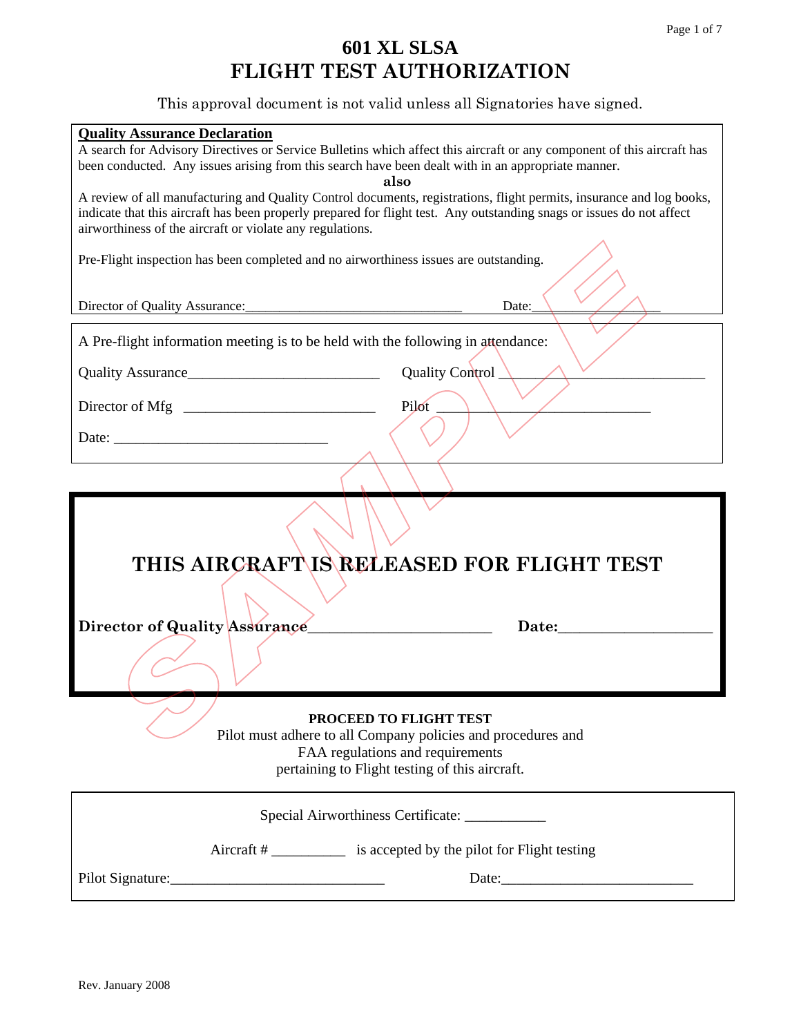# 601 XL SLSA
# FLIGHT TEST AUTHORIZATION

This approval document is not valid unless all Signatories have signed.

**Quality Assurance Declaration**

A search for Advisory Directives or Service Bulletins which affect this aircraft or any component of this aircraft has been conducted. Any issues arising from this search have been dealt with in an appropriate manner.

**also**

A review of all manufacturing and Quality Control documents, registrations, flight permits, insurance and log books, indicate that this aircraft has been properly prepared for flight test. Any outstanding snags or issues do not affect airworthiness of the aircraft or violate any regulations.

Pre-Flight inspection has been completed and no airworthiness issues are outstanding.

Director of Quality Assurance:________________________________ Date:__________________

A Pre-flight information meeting is to be held with the following in attendance:

Quality Assurance___________________________ Quality Control ____________________________

Director of Mfg ___________________________ Pilot _______________________________

Date: _______________________________

**THIS AIRCRAFT IS RELEASED FOR FLIGHT TEST**

**Director of Quality Assurance**________________________ **Date:**____________________

**PROCEED TO FLIGHT TEST**

Pilot must adhere to all Company policies and procedures and
FAA regulations and requirements
pertaining to Flight testing of this aircraft.

Special Airworthiness Certificate: ___________

Aircraft # __________ is accepted by the pilot for Flight testing

Pilot Signature:_____________________________ Date:__________________________

Rev. January 2008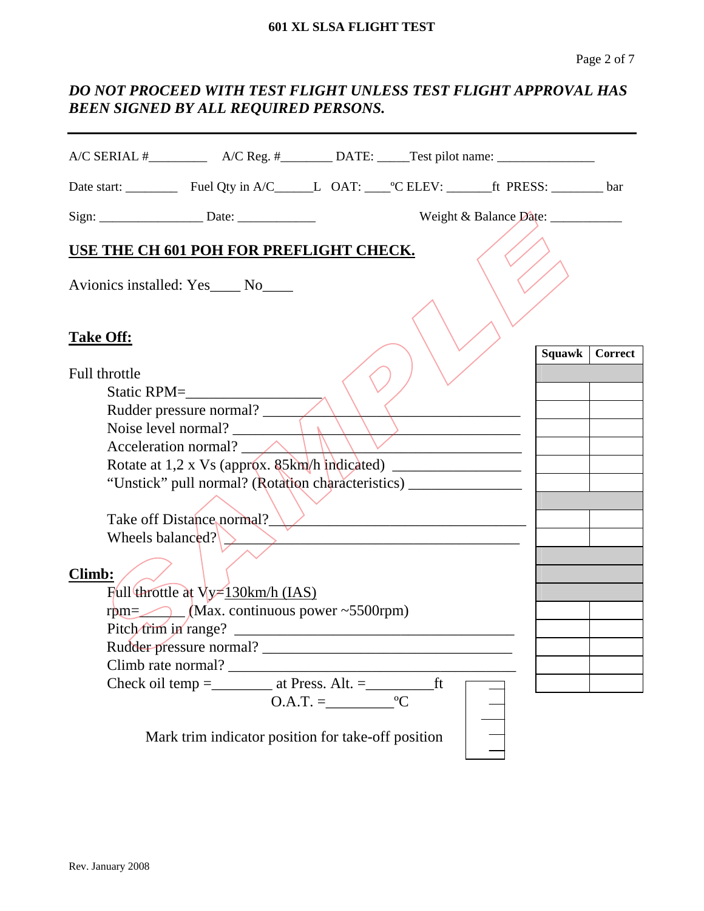**601 XL SLSA FLIGHT TEST**

***DO NOT PROCEED WITH TEST FLIGHT UNLESS TEST FLIGHT APPROVAL HAS BEEN SIGNED BY ALL REQUIRED PERSONS.***

---

A/C SERIAL #_________ A/C Reg. #________ DATE: _____Test pilot name: _______________

Date start: ________ Fuel Qty in A/C______L OAT: ____ºC ELEV: _______ft PRESS: ________ bar

Sign: ________________ Date: ____________ Weight & Balance Date: ___________

**USE THE CH 601 POH FOR PREFLIGHT CHECK.**

Avionics installed: Yes____ No____

## Take Off:

| Item | Squawk | Correct |
|---|---|---|
| Full throttle | | |
| Static RPM=__________________ | | |
| Rudder pressure normal? ________________________________ | | |
| Noise level normal? ____________________________________ | | |
| Acceleration normal? ___________________________________ | | |
| Rotate at 1,2 x Vs (approx. 85km/h indicated) ________________ | | |
| "Unstick" pull normal? (Rotation characteristics) _______________ | | |
| | | |
| Take off Distance normal?_______________________________ | | |
| Wheels balanced? ______________________________________ | | |

## Climb:

| Item | Squawk | Correct |
|---|---|---|
| Full throttle at Vy=130km/h (IAS) | | |
| rpm=______ (Max. continuous power ~5500rpm) | | |
| Pitch trim in range? _____________________________________ | | |
| Rudder pressure normal? _________________________________ | | |
| Climb rate normal? ______________________________________ | | |
| Check oil temp =________ at Press. Alt. =_________ft | | |

O.A.T. =_________ºC

Mark trim indicator position for take-off position

SAMPLE

Rev. January 2008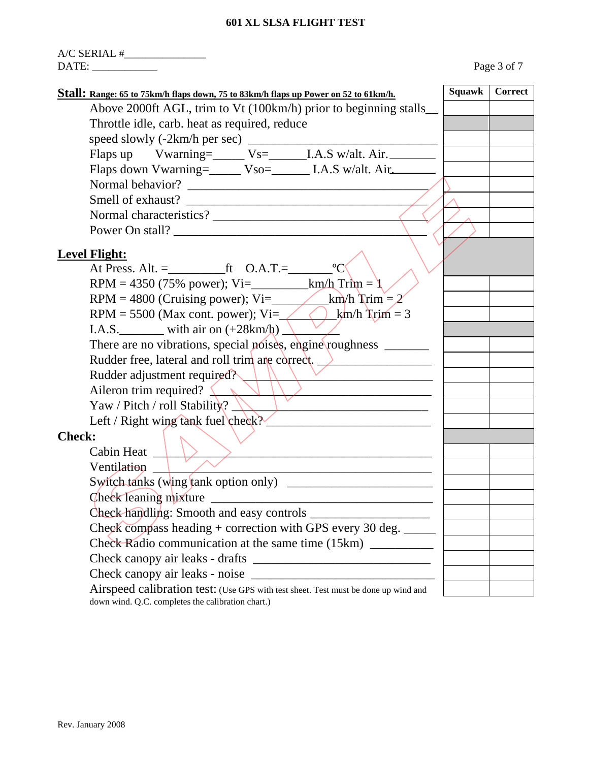# 601 XL SLSA FLIGHT TEST

A/C SERIAL #_______________
DATE: ____________

| Item | Squawk | Correct |
|---|---|---|
| **Stall:** Range: 65 to 75km/h flaps down, 75 to 83km/h flaps up Power on 52 to 61km/h. | | |
| Above 2000ft AGL, trim to Vt (100km/h) prior to beginning stalls__ | | |
| Throttle idle, carb. heat as required, reduce | | |
| speed slowly (-2km/h per sec) ______________________________ | | |
| Flaps up Vwarning=_____ Vs=______I.A.S w/alt. Air.________ | | |
| Flaps down Vwarning=_____ Vso=______ I.A.S w/alt. Air._______ | | |
| Normal behavior? ______________________________________ | | |
| Smell of exhaust? ______________________________________ | | |
| Normal characteristics? __________________________________ | | |
| Power On stall? ________________________________________ | | |
| **Level Flight:** | | |
| At Press. Alt. =_________ft O.A.T.=_______ºC | | |
| RPM = 4350 (75% power); Vi=_________km/h Trim = 1 | | |
| RPM = 4800 (Cruising power); Vi=_________km/h Trim = 2 | | |
| RPM = 5500 (Max cont. power); Vi=_________km/h Trim = 3 | | |
| I.A.S._______ with air on (+28km/h) _________ | | |
| There are no vibrations, special noises, engine roughness _______ | | |
| Rudder free, lateral and roll trim are correct. _________________ | | |
| Rudder adjustment required? ____________________________ | | |
| Aileron trim required? _________________________________ | | |
| Yaw / Pitch / roll Stability? ____________________________ | | |
| Left / Right wing tank fuel check? _________________________ | | |
| **Check:** | | |
| Cabin Heat ____________________________________________ | | |
| Ventilation ____________________________________________ | | |
| Switch tanks (wing tank option only) ______________________ | | |
| Check leaning mixture ___________________________________ | | |
| Check handling: Smooth and easy controls ___________________ | | |
| Check compass heading + correction with GPS every 30 deg. _____ | | |
| Check Radio communication at the same time (15km) __________ | | |
| Check canopy air leaks - drafts ____________________________ | | |
| Check canopy air leaks - noise _____________________________ | | |
| Airspeed calibration test: (Use GPS with test sheet. Test must be done up wind and down wind. Q.C. completes the calibration chart.) | | |

Rev. January 2008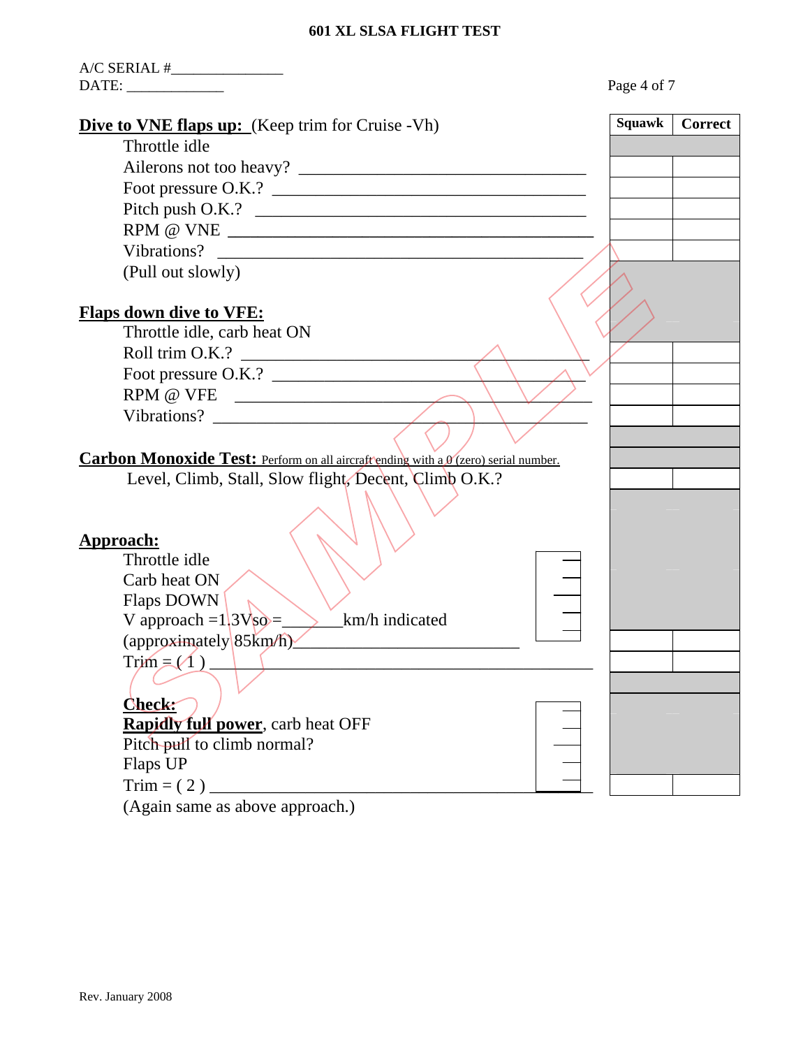**601 XL SLSA FLIGHT TEST**

A/C SERIAL #_______________
DATE: _____________

| Item | Squawk | Correct |
|---|---|---|
| **Dive to VNE flaps up:** (Keep trim for Cruise -Vh) | | |
| Throttle idle | | |
| Ailerons not too heavy? ___________________ | | |
| Foot pressure O.K.? ___________________ | | |
| Pitch push O.K.? ___________________ | | |
| RPM @ VNE ___________________ | | |
| Vibrations? ___________________ | | |
| (Pull out slowly) | | |
| **Flaps down dive to VFE:** | | |
| Throttle idle, carb heat ON | | |
| Roll trim O.K.? ___________________ | | |
| Foot pressure O.K.? ___________________ | | |
| RPM @ VFE ___________________ | | |
| Vibrations? ___________________ | | |
| **Carbon Monoxide Test:** Perform on all aircraft ending with a 0 (zero) serial number. | | |
| Level, Climb, Stall, Slow flight, Decent, Climb O.K.? | | |
| **Approach:** | | |
| Throttle idle | | |
| Carb heat ON | | |
| Flaps DOWN | | |
| V approach =1.3Vso =_______km/h indicated | | |
| (approximately 85km/h)___________________ | | |
| Trim = ( 1 ) ___________________ | | |
| **Check:** | | |
| **Rapidly full power**, carb heat OFF | | |
| Pitch pull to climb normal? | | |
| Flaps UP | | |
| Trim = ( 2 ) ___________________ | | |
| (Again same as above approach.) | | |

SAMPLE

Rev. January 2008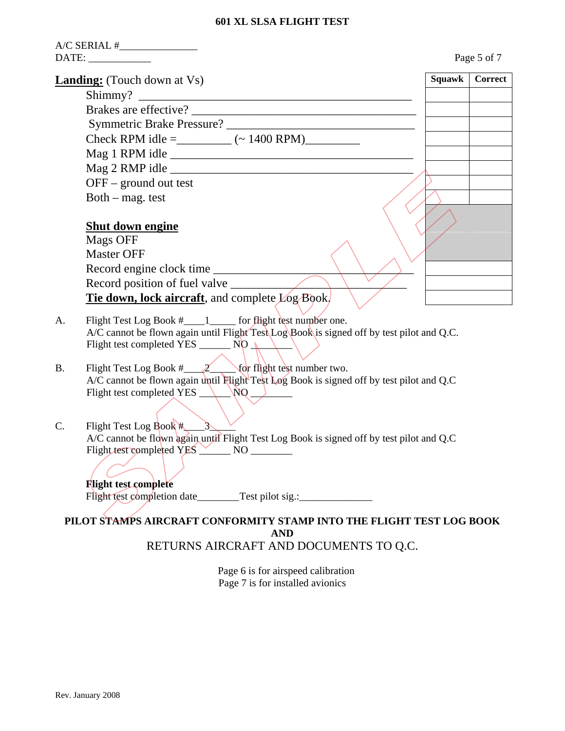# 601 XL SLSA FLIGHT TEST

A/C SERIAL #_______________
DATE: ____________

| **Landing:** (Touch down at Vs) | Squawk | Correct |
|---|---|---|
| Shimmy? _______________ | | |
| Brakes are effective? _______________ | | |
| Symmetric Brake Pressure? _______________ | | |
| Check RPM idle =_________ (~ 1400 RPM)_________ | | |
| Mag 1 RPM idle _______________ | | |
| Mag 2 RMP idle _______________ | | |
| OFF – ground out test | | |
| Both – mag. test | | |
| **Shut down engine** | | |
| Mags OFF | | |
| Master OFF | | |
| Record engine clock time _______________ | | |
| Record position of fuel valve _______________ | | |
| **Tie down, lock aircraft**, and complete Log Book. | | |

A. Flight Test Log Book #____1_____ for flight test number one.
A/C cannot be flown again until Flight Test Log Book is signed off by test pilot and Q.C.
Flight test completed YES ______ NO ________

B. Flight Test Log Book #____2_____ for flight test number two.
A/C cannot be flown again until Flight Test Log Book is signed off by test pilot and Q.C
Flight test completed YES ______ NO ________

C. Flight Test Log Book #____3_____
A/C cannot be flown again until Flight Test Log Book is signed off by test pilot and Q.C
Flight test completed YES ______ NO ________

**Flight test complete**
Flight test completion date________Test pilot sig.:______________

**PILOT STAMPS AIRCRAFT CONFORMITY STAMP INTO THE FLIGHT TEST LOG BOOK**
**AND**
RETURNS AIRCRAFT AND DOCUMENTS TO Q.C.

Page 6 is for airspeed calibration
Page 7 is for installed avionics

Rev. January 2008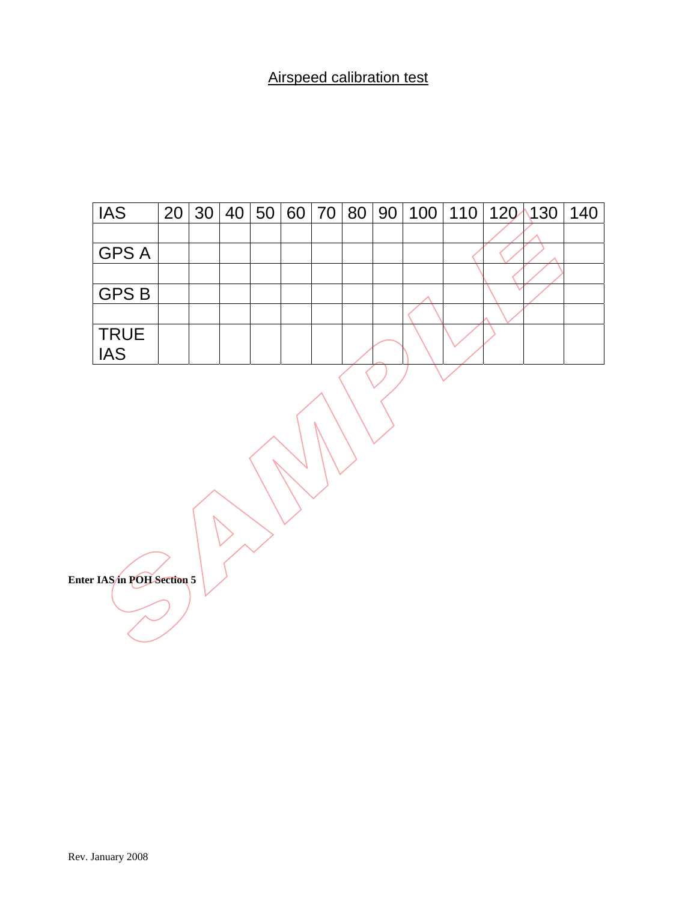## Airspeed calibration test

| IAS | 20 | 30 | 40 | 50 | 60 | 70 | 80 | 90 | 100 | 110 | 120 | 130 | 140 |
|---|---|---|---|---|---|---|---|---|---|---|---|---|---|
| | | | | | | | | | | | | | |
| GPS A | | | | | | | | | | | | | |
| | | | | | | | | | | | | | |
| GPS B | | | | | | | | | | | | | |
| | | | | | | | | | | | | | |
| TRUE IAS | | | | | | | | | | | | | |

**Enter IAS in POH Section 5**

Rev. January 2008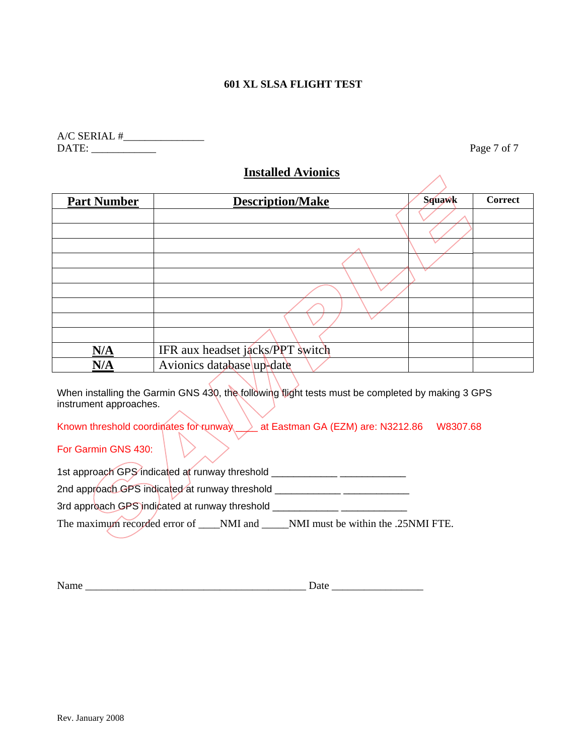**601 XL SLSA FLIGHT TEST**

A/C SERIAL #_______________
DATE: ____________

## Installed Avionics

| Part Number | Description/Make | Squawk | Correct |
|---|---|---|---|
| | | | |
| | | | |
| | | | |
| | | | |
| | | | |
| | | | |
| | | | |
| | | | |
| | | | |
| N/A | IFR aux headset jacks/PPT switch | | |
| N/A | Avionics database up-date | | |

When installing the Garmin GNS 430, the following flight tests must be completed by making 3 GPS instrument approaches.

Known threshold coordinates for runway ____ at Eastman GA (EZM) are: N3212.86 W8307.68

For Garmin GNS 430:

1st approach GPS indicated at runway threshold ____________ ____________

2nd approach GPS indicated at runway threshold ____________ ____________

3rd approach GPS indicated at runway threshold ____________ ____________

The maximum recorded error of ____NMI and _____NMI must be within the .25NMI FTE.

Name ________________________________________ Date ________________

Rev. January 2008